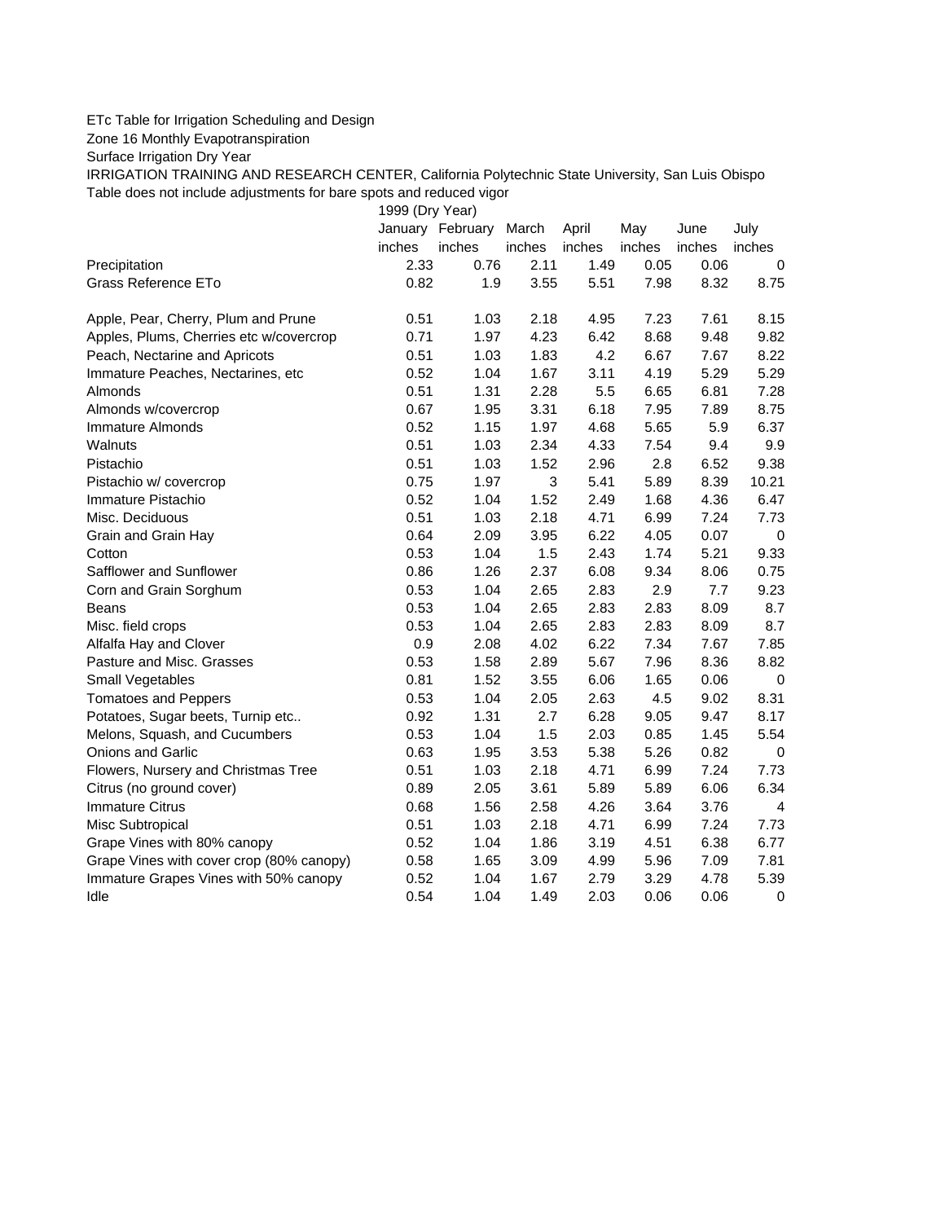ETc Table for Irrigation Scheduling and Design

Zone 16 Monthly Evapotranspiration

Surface Irrigation Dry Year

IRRIGATION TRAINING AND RESEARCH CENTER, California Polytechnic State University, San Luis Obispo

Table does not include adjustments for bare spots and reduced vigor

| | 1999 (Dry Year) | | | | | | |
|---|---|---|---|---|---|---|---|
| | January | February | March | April | May | June | July |
| | inches | inches | inches | inches | inches | inches | inches |
| Precipitation | 2.33 | 0.76 | 2.11 | 1.49 | 0.05 | 0.06 | 0 |
| Grass Reference ETo | 0.82 | 1.9 | 3.55 | 5.51 | 7.98 | 8.32 | 8.75 |
| | | | | | | | |
| Apple, Pear, Cherry, Plum and Prune | 0.51 | 1.03 | 2.18 | 4.95 | 7.23 | 7.61 | 8.15 |
| Apples, Plums, Cherries etc w/covercrop | 0.71 | 1.97 | 4.23 | 6.42 | 8.68 | 9.48 | 9.82 |
| Peach, Nectarine and Apricots | 0.51 | 1.03 | 1.83 | 4.2 | 6.67 | 7.67 | 8.22 |
| Immature Peaches, Nectarines, etc | 0.52 | 1.04 | 1.67 | 3.11 | 4.19 | 5.29 | 5.29 |
| Almonds | 0.51 | 1.31 | 2.28 | 5.5 | 6.65 | 6.81 | 7.28 |
| Almonds w/covercrop | 0.67 | 1.95 | 3.31 | 6.18 | 7.95 | 7.89 | 8.75 |
| Immature Almonds | 0.52 | 1.15 | 1.97 | 4.68 | 5.65 | 5.9 | 6.37 |
| Walnuts | 0.51 | 1.03 | 2.34 | 4.33 | 7.54 | 9.4 | 9.9 |
| Pistachio | 0.51 | 1.03 | 1.52 | 2.96 | 2.8 | 6.52 | 9.38 |
| Pistachio w/ covercrop | 0.75 | 1.97 | 3 | 5.41 | 5.89 | 8.39 | 10.21 |
| Immature Pistachio | 0.52 | 1.04 | 1.52 | 2.49 | 1.68 | 4.36 | 6.47 |
| Misc. Deciduous | 0.51 | 1.03 | 2.18 | 4.71 | 6.99 | 7.24 | 7.73 |
| Grain and Grain Hay | 0.64 | 2.09 | 3.95 | 6.22 | 4.05 | 0.07 | 0 |
| Cotton | 0.53 | 1.04 | 1.5 | 2.43 | 1.74 | 5.21 | 9.33 |
| Safflower and Sunflower | 0.86 | 1.26 | 2.37 | 6.08 | 9.34 | 8.06 | 0.75 |
| Corn and Grain Sorghum | 0.53 | 1.04 | 2.65 | 2.83 | 2.9 | 7.7 | 9.23 |
| Beans | 0.53 | 1.04 | 2.65 | 2.83 | 2.83 | 8.09 | 8.7 |
| Misc. field crops | 0.53 | 1.04 | 2.65 | 2.83 | 2.83 | 8.09 | 8.7 |
| Alfalfa Hay and Clover | 0.9 | 2.08 | 4.02 | 6.22 | 7.34 | 7.67 | 7.85 |
| Pasture and Misc. Grasses | 0.53 | 1.58 | 2.89 | 5.67 | 7.96 | 8.36 | 8.82 |
| Small Vegetables | 0.81 | 1.52 | 3.55 | 6.06 | 1.65 | 0.06 | 0 |
| Tomatoes and Peppers | 0.53 | 1.04 | 2.05 | 2.63 | 4.5 | 9.02 | 8.31 |
| Potatoes, Sugar beets, Turnip etc.. | 0.92 | 1.31 | 2.7 | 6.28 | 9.05 | 9.47 | 8.17 |
| Melons, Squash, and Cucumbers | 0.53 | 1.04 | 1.5 | 2.03 | 0.85 | 1.45 | 5.54 |
| Onions and Garlic | 0.63 | 1.95 | 3.53 | 5.38 | 5.26 | 0.82 | 0 |
| Flowers, Nursery and Christmas Tree | 0.51 | 1.03 | 2.18 | 4.71 | 6.99 | 7.24 | 7.73 |
| Citrus (no ground cover) | 0.89 | 2.05 | 3.61 | 5.89 | 5.89 | 6.06 | 6.34 |
| Immature Citrus | 0.68 | 1.56 | 2.58 | 4.26 | 3.64 | 3.76 | 4 |
| Misc Subtropical | 0.51 | 1.03 | 2.18 | 4.71 | 6.99 | 7.24 | 7.73 |
| Grape Vines with 80% canopy | 0.52 | 1.04 | 1.86 | 3.19 | 4.51 | 6.38 | 6.77 |
| Grape Vines with cover crop (80% canopy) | 0.58 | 1.65 | 3.09 | 4.99 | 5.96 | 7.09 | 7.81 |
| Immature Grapes Vines with 50% canopy | 0.52 | 1.04 | 1.67 | 2.79 | 3.29 | 4.78 | 5.39 |
| Idle | 0.54 | 1.04 | 1.49 | 2.03 | 0.06 | 0.06 | 0 |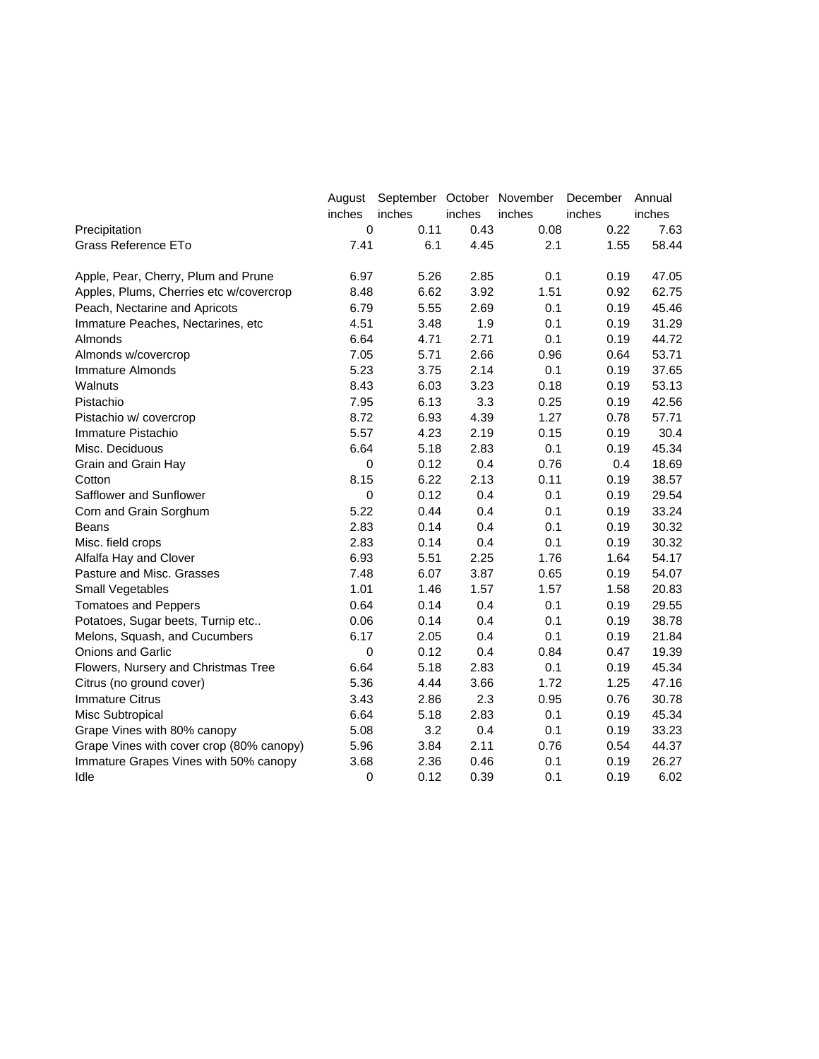| | August inches | September inches | October inches | November inches | December inches | Annual inches |
|---|---|---|---|---|---|---|
| Precipitation | 0 | 0.11 | 0.43 | 0.08 | 0.22 | 7.63 |
| Grass Reference ETo | 7.41 | 6.1 | 4.45 | 2.1 | 1.55 | 58.44 |
| | | | | | | |
| Apple, Pear, Cherry, Plum and Prune | 6.97 | 5.26 | 2.85 | 0.1 | 0.19 | 47.05 |
| Apples, Plums, Cherries etc w/covercrop | 8.48 | 6.62 | 3.92 | 1.51 | 0.92 | 62.75 |
| Peach, Nectarine and Apricots | 6.79 | 5.55 | 2.69 | 0.1 | 0.19 | 45.46 |
| Immature Peaches, Nectarines, etc | 4.51 | 3.48 | 1.9 | 0.1 | 0.19 | 31.29 |
| Almonds | 6.64 | 4.71 | 2.71 | 0.1 | 0.19 | 44.72 |
| Almonds w/covercrop | 7.05 | 5.71 | 2.66 | 0.96 | 0.64 | 53.71 |
| Immature Almonds | 5.23 | 3.75 | 2.14 | 0.1 | 0.19 | 37.65 |
| Walnuts | 8.43 | 6.03 | 3.23 | 0.18 | 0.19 | 53.13 |
| Pistachio | 7.95 | 6.13 | 3.3 | 0.25 | 0.19 | 42.56 |
| Pistachio w/ covercrop | 8.72 | 6.93 | 4.39 | 1.27 | 0.78 | 57.71 |
| Immature Pistachio | 5.57 | 4.23 | 2.19 | 0.15 | 0.19 | 30.4 |
| Misc. Deciduous | 6.64 | 5.18 | 2.83 | 0.1 | 0.19 | 45.34 |
| Grain and Grain Hay | 0 | 0.12 | 0.4 | 0.76 | 0.4 | 18.69 |
| Cotton | 8.15 | 6.22 | 2.13 | 0.11 | 0.19 | 38.57 |
| Safflower and Sunflower | 0 | 0.12 | 0.4 | 0.1 | 0.19 | 29.54 |
| Corn and Grain Sorghum | 5.22 | 0.44 | 0.4 | 0.1 | 0.19 | 33.24 |
| Beans | 2.83 | 0.14 | 0.4 | 0.1 | 0.19 | 30.32 |
| Misc. field crops | 2.83 | 0.14 | 0.4 | 0.1 | 0.19 | 30.32 |
| Alfalfa Hay and Clover | 6.93 | 5.51 | 2.25 | 1.76 | 1.64 | 54.17 |
| Pasture and Misc. Grasses | 7.48 | 6.07 | 3.87 | 0.65 | 0.19 | 54.07 |
| Small Vegetables | 1.01 | 1.46 | 1.57 | 1.57 | 1.58 | 20.83 |
| Tomatoes and Peppers | 0.64 | 0.14 | 0.4 | 0.1 | 0.19 | 29.55 |
| Potatoes, Sugar beets, Turnip etc.. | 0.06 | 0.14 | 0.4 | 0.1 | 0.19 | 38.78 |
| Melons, Squash, and Cucumbers | 6.17 | 2.05 | 0.4 | 0.1 | 0.19 | 21.84 |
| Onions and Garlic | 0 | 0.12 | 0.4 | 0.84 | 0.47 | 19.39 |
| Flowers, Nursery and Christmas Tree | 6.64 | 5.18 | 2.83 | 0.1 | 0.19 | 45.34 |
| Citrus (no ground cover) | 5.36 | 4.44 | 3.66 | 1.72 | 1.25 | 47.16 |
| Immature Citrus | 3.43 | 2.86 | 2.3 | 0.95 | 0.76 | 30.78 |
| Misc Subtropical | 6.64 | 5.18 | 2.83 | 0.1 | 0.19 | 45.34 |
| Grape Vines with 80% canopy | 5.08 | 3.2 | 0.4 | 0.1 | 0.19 | 33.23 |
| Grape Vines with cover crop (80% canopy) | 5.96 | 3.84 | 2.11 | 0.76 | 0.54 | 44.37 |
| Immature Grapes Vines with 50% canopy | 3.68 | 2.36 | 0.46 | 0.1 | 0.19 | 26.27 |
| Idle | 0 | 0.12 | 0.39 | 0.1 | 0.19 | 6.02 |